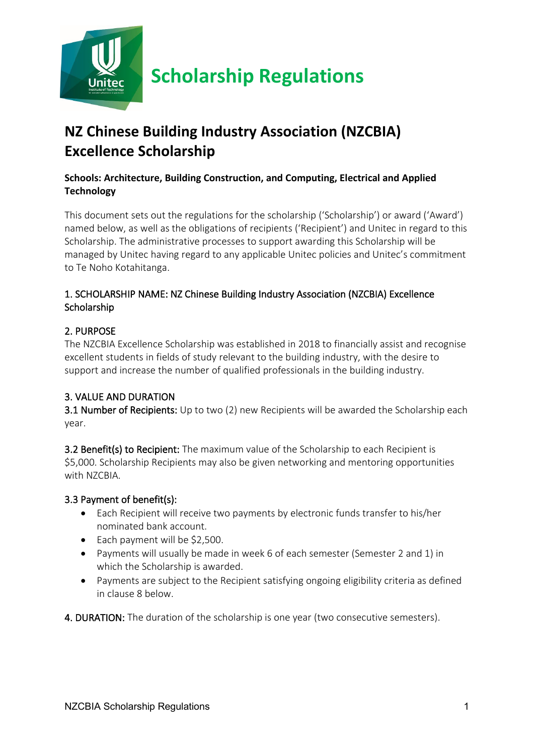# Scholarship Regulations

## NZ Chinese Building Industry Association (NZCBIA) Excellence Scholarship

**Schools: Architecture, Building Construction, and Computing, Electrical and Applied Technology**

This document sets out the regulations for the scholarship ('Scholarship') or award ('Award') named below, as well as the obligations of recipients ('Recipient') and Unitec in regard to this Scholarship. The administrative processes to support awarding this Scholarship will be managed by Unitec having regard to any applicable Unitec policies and Unitec's commitment to Te Noho Kotahitanga.

### 1. SCHOLARSHIP NAME: NZ Chinese Building Industry Association (NZCBIA) Excellence Scholarship

### 2. PURPOSE

The NZCBIA Excellence Scholarship was established in 2018 to financially assist and recognise excellent students in fields of study relevant to the building industry, with the desire to support and increase the number of qualified professionals in the building industry.

### 3. VALUE AND DURATION

**3.1 Number of Recipients:** Up to two (2) new Recipients will be awarded the Scholarship each year.

**3.2 Benefit(s) to Recipient:** The maximum value of the Scholarship to each Recipient is $5,000. Scholarship Recipients may also be given networking and mentoring opportunities with NZCBIA.

**3.3 Payment of benefit(s):**

- Each Recipient will receive two payments by electronic funds transfer to his/her nominated bank account.
- Each payment will be $2,500.
- Payments will usually be made in week 6 of each semester (Semester 2 and 1) in which the Scholarship is awarded.
- Payments are subject to the Recipient satisfying ongoing eligibility criteria as defined in clause 8 below.

**4. DURATION:** The duration of the scholarship is one year (two consecutive semesters).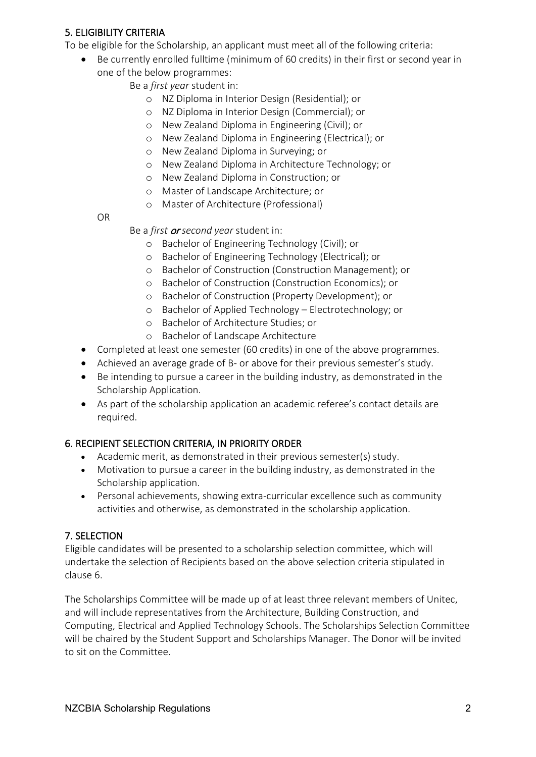## 5. ELIGIBILITY CRITERIA

To be eligible for the Scholarship, an applicant must meet all of the following criteria:

- Be currently enrolled fulltime (minimum of 60 credits) in their first or second year in one of the below programmes:

  Be a *first year* student in:

  - NZ Diploma in Interior Design (Residential); or
  - NZ Diploma in Interior Design (Commercial); or
  - New Zealand Diploma in Engineering (Civil); or
  - New Zealand Diploma in Engineering (Electrical); or
  - New Zealand Diploma in Surveying; or
  - New Zealand Diploma in Architecture Technology; or
  - New Zealand Diploma in Construction; or
  - Master of Landscape Architecture; or
  - Master of Architecture (Professional)

  OR

  Be a *first **or** second year* student in:

  - Bachelor of Engineering Technology (Civil); or
  - Bachelor of Engineering Technology (Electrical); or
  - Bachelor of Construction (Construction Management); or
  - Bachelor of Construction (Construction Economics); or
  - Bachelor of Construction (Property Development); or
  - Bachelor of Applied Technology – Electrotechnology; or
  - Bachelor of Architecture Studies; or
  - Bachelor of Landscape Architecture
- Completed at least one semester (60 credits) in one of the above programmes.
- Achieved an average grade of B- or above for their previous semester's study.
- Be intending to pursue a career in the building industry, as demonstrated in the Scholarship Application.
- As part of the scholarship application an academic referee's contact details are required.

## 6. RECIPIENT SELECTION CRITERIA, IN PRIORITY ORDER

- Academic merit, as demonstrated in their previous semester(s) study.
- Motivation to pursue a career in the building industry, as demonstrated in the Scholarship application.
- Personal achievements, showing extra-curricular excellence such as community activities and otherwise, as demonstrated in the scholarship application.

## 7. SELECTION

Eligible candidates will be presented to a scholarship selection committee, which will undertake the selection of Recipients based on the above selection criteria stipulated in clause 6.

The Scholarships Committee will be made up of at least three relevant members of Unitec, and will include representatives from the Architecture, Building Construction, and Computing, Electrical and Applied Technology Schools. The Scholarships Selection Committee will be chaired by the Student Support and Scholarships Manager. The Donor will be invited to sit on the Committee.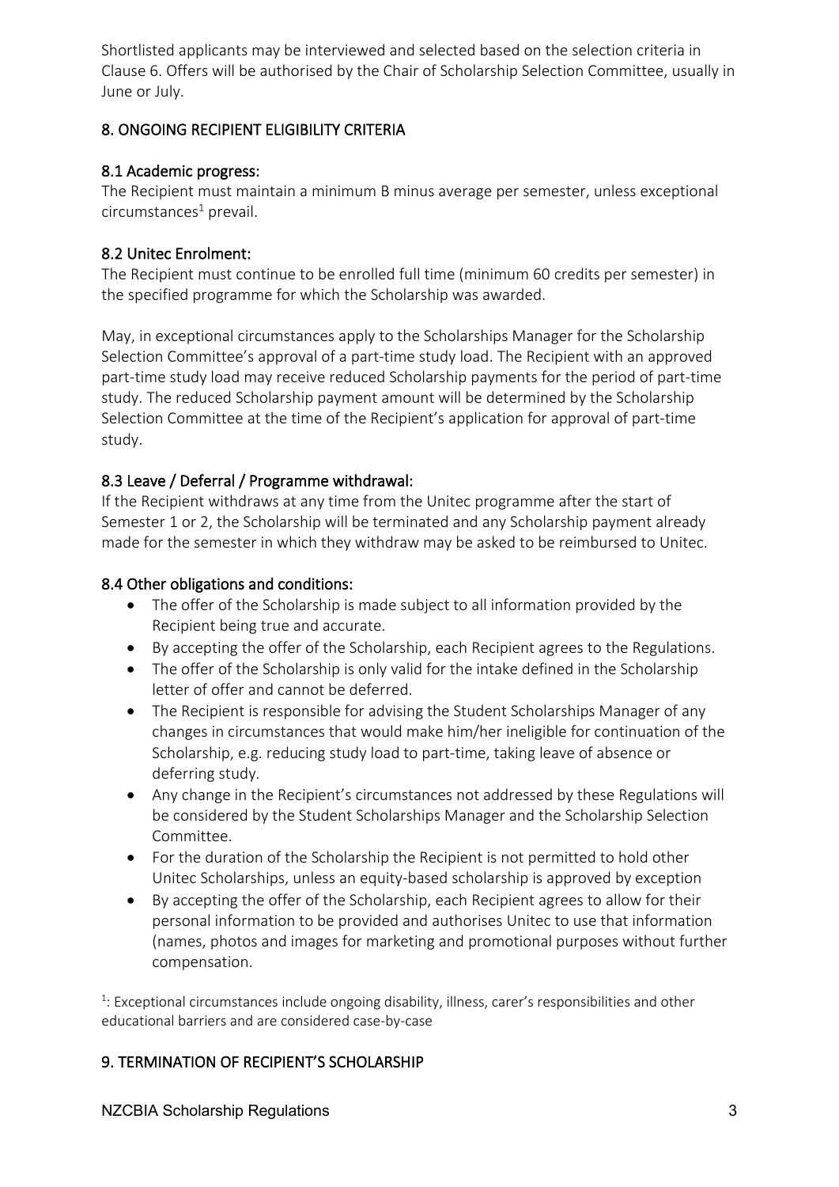Shortlisted applicants may be interviewed and selected based on the selection criteria in Clause 6. Offers will be authorised by the Chair of Scholarship Selection Committee, usually in June or July.

## 8. ONGOING RECIPIENT ELIGIBILITY CRITERIA

### 8.1 Academic progress:

The Recipient must maintain a minimum B minus average per semester, unless exceptional circumstances[1] prevail.

### 8.2 Unitec Enrolment:

The Recipient must continue to be enrolled full time (minimum 60 credits per semester) in the specified programme for which the Scholarship was awarded.

May, in exceptional circumstances apply to the Scholarships Manager for the Scholarship Selection Committee's approval of a part-time study load. The Recipient with an approved part-time study load may receive reduced Scholarship payments for the period of part-time study. The reduced Scholarship payment amount will be determined by the Scholarship Selection Committee at the time of the Recipient's application for approval of part-time study.

### 8.3 Leave / Deferral / Programme withdrawal:

If the Recipient withdraws at any time from the Unitec programme after the start of Semester 1 or 2, the Scholarship will be terminated and any Scholarship payment already made for the semester in which they withdraw may be asked to be reimbursed to Unitec.

### 8.4 Other obligations and conditions:

- The offer of the Scholarship is made subject to all information provided by the Recipient being true and accurate.
- By accepting the offer of the Scholarship, each Recipient agrees to the Regulations.
- The offer of the Scholarship is only valid for the intake defined in the Scholarship letter of offer and cannot be deferred.
- The Recipient is responsible for advising the Student Scholarships Manager of any changes in circumstances that would make him/her ineligible for continuation of the Scholarship, e.g. reducing study load to part-time, taking leave of absence or deferring study.
- Any change in the Recipient's circumstances not addressed by these Regulations will be considered by the Student Scholarships Manager and the Scholarship Selection Committee.
- For the duration of the Scholarship the Recipient is not permitted to hold other Unitec Scholarships, unless an equity-based scholarship is approved by exception
- By accepting the offer of the Scholarship, each Recipient agrees to allow for their personal information to be provided and authorises Unitec to use that information (names, photos and images for marketing and promotional purposes without further compensation.

[1]: Exceptional circumstances include ongoing disability, illness, carer's responsibilities and other educational barriers and are considered case-by-case

## 9. TERMINATION OF RECIPIENT'S SCHOLARSHIP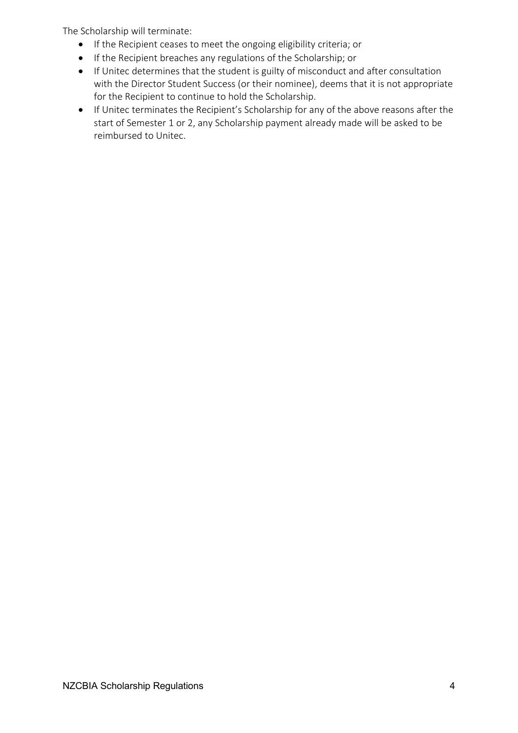The Scholarship will terminate:

- If the Recipient ceases to meet the ongoing eligibility criteria; or
- If the Recipient breaches any regulations of the Scholarship; or
- If Unitec determines that the student is guilty of misconduct and after consultation with the Director Student Success (or their nominee), deems that it is not appropriate for the Recipient to continue to hold the Scholarship.
- If Unitec terminates the Recipient's Scholarship for any of the above reasons after the start of Semester 1 or 2, any Scholarship payment already made will be asked to be reimbursed to Unitec.